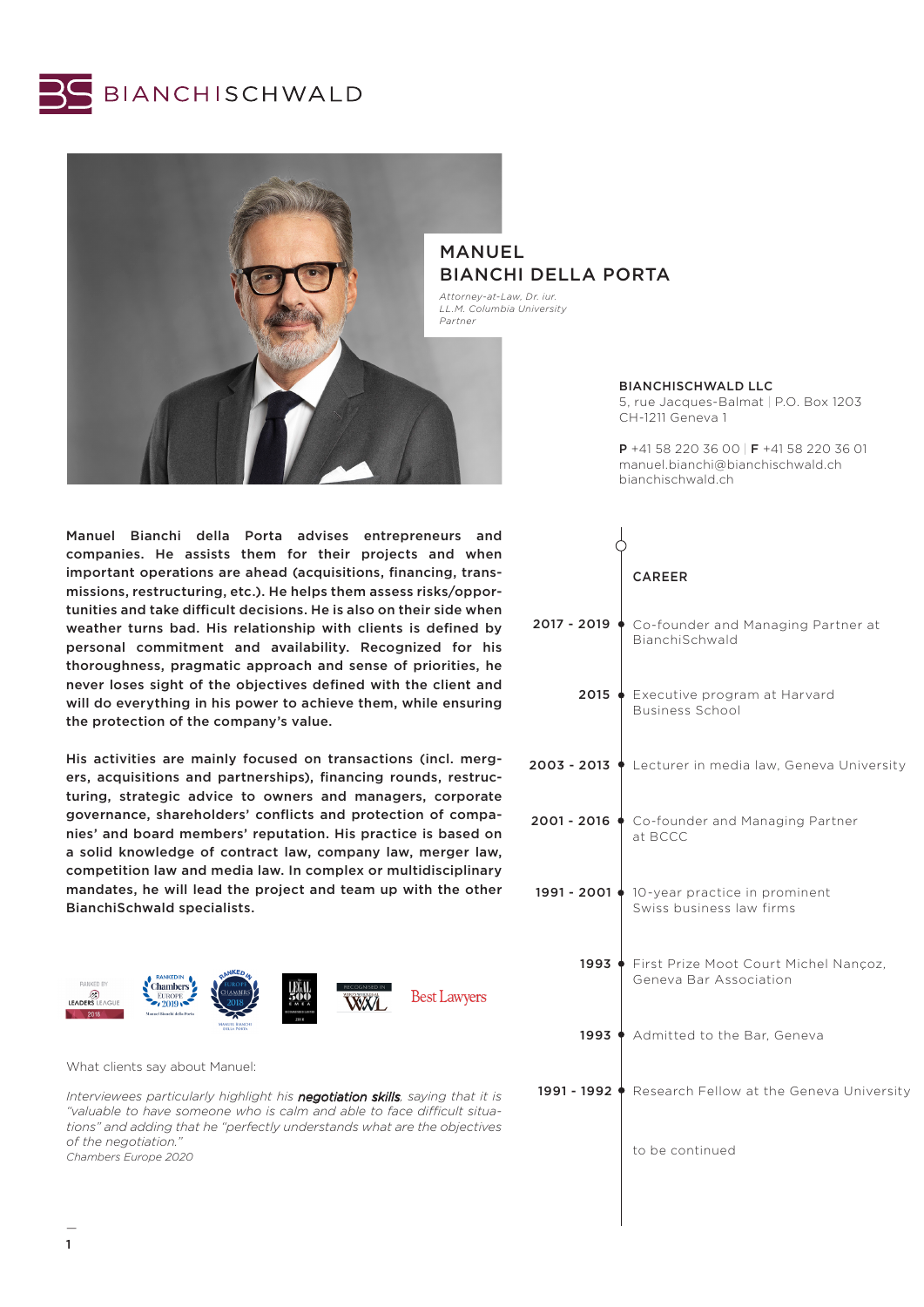BIANCHISCHWALD

# MANUEL BIANCHI DELLA PORTA

*Attorney-at-Law, Dr. iur.*
*LL.M. Columbia University*
*Partner*

**BIANCHISCHWALD LLC**
5, rue Jacques-Balmat | P.O. Box 1203
CH-1211 Geneva 1

**P** +41 58 220 36 00 | **F** +41 58 220 36 01
manuel.bianchi@bianchischwald.ch
bianchischwald.ch

**Manuel Bianchi della Porta advises entrepreneurs and companies. He assists them for their projects and when important operations are ahead (acquisitions, financing, transmissions, restructuring, etc.). He helps them assess risks/opportunities and take difficult decisions. He is also on their side when weather turns bad. His relationship with clients is defined by personal commitment and availability. Recognized for his thoroughness, pragmatic approach and sense of priorities, he never loses sight of the objectives defined with the client and will do everything in his power to achieve them, while ensuring the protection of the company's value.**

**His activities are mainly focused on transactions (incl. mergers, acquisitions and partnerships), financing rounds, restructuring, strategic advice to owners and managers, corporate governance, shareholders' conflicts and protection of companies' and board members' reputation. His practice is based on a solid knowledge of contract law, company law, merger law, competition law and media law. In complex or multidisciplinary mandates, he will lead the project and team up with the other BianchiSchwald specialists.**

What clients say about Manuel:

*Interviewees particularly highlight his* ***negotiation skills****, saying that it is "valuable to have someone who is calm and able to face difficult situations" and adding that he "perfectly understands what are the objectives of the negotiation."*
*Chambers Europe 2020*

## CAREER

- **2017 - 2019** — Co-founder and Managing Partner at BianchiSchwald
- **2015** — Executive program at Harvard Business School
- **2003 - 2013** — Lecturer in media law, Geneva University
- **2001 - 2016** — Co-founder and Managing Partner at BCCC
- **1991 - 2001** — 10-year practice in prominent Swiss business law firms
- **1993** — First Prize Moot Court Michel Nançoz, Geneva Bar Association
- **1993** — Admitted to the Bar, Geneva
- **1991 - 1992** — Research Fellow at the Geneva University

to be continued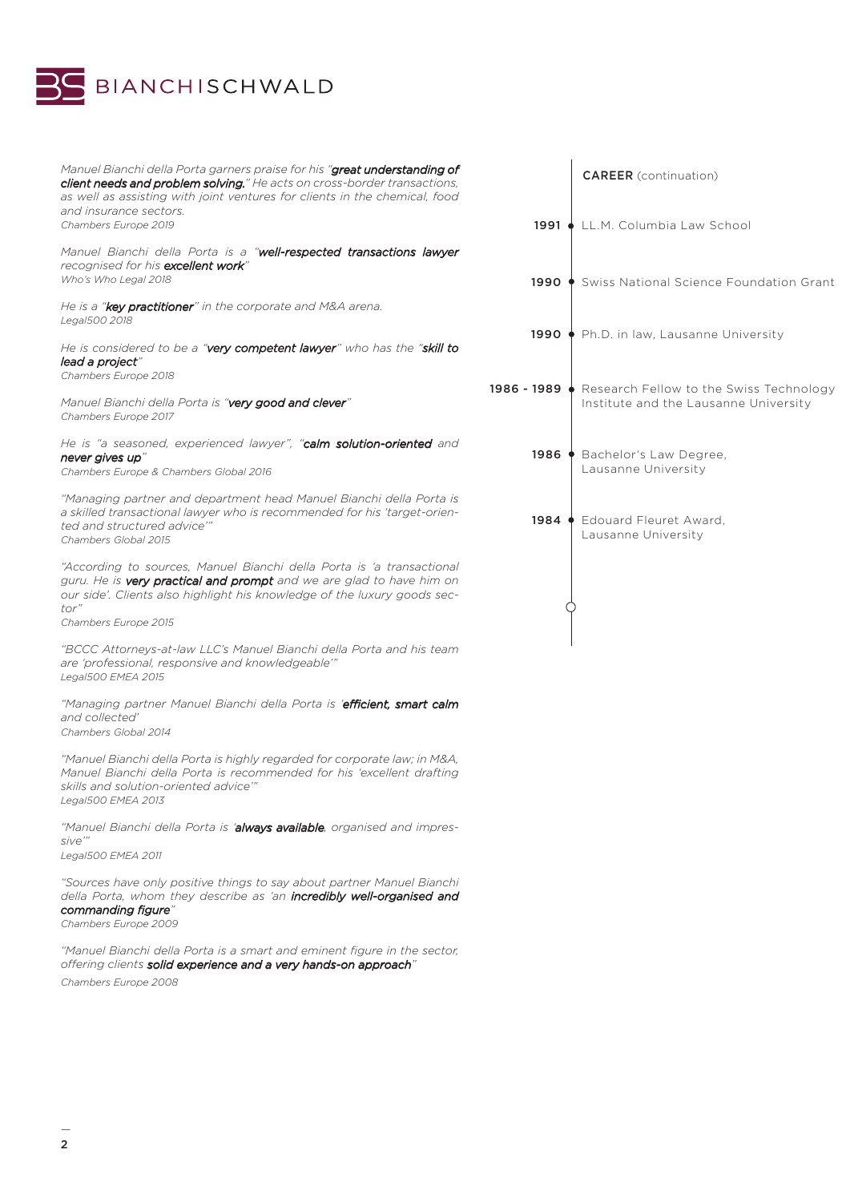*Manuel Bianchi della Porta garners praise for his "**great understanding of client needs and problem solving.**" He acts on cross-border transactions, as well as assisting with joint ventures for clients in the chemical, food and insurance sectors.*
*Chambers Europe 2019*

*Manuel Bianchi della Porta is a "**well-respected transactions lawyer** recognised for his **excellent work**"*
*Who's Who Legal 2018*

*He is a "**key practitioner**" in the corporate and M&A arena.*
*Legal500 2018*

*He is considered to be a "**very competent lawyer**" who has the "**skill to lead a project**"*
*Chambers Europe 2018*

*Manuel Bianchi della Porta is "**very good and clever**"*
*Chambers Europe 2017*

*He is "a seasoned, experienced lawyer", "**calm solution-oriented** and **never gives up**"*
*Chambers Europe & Chambers Global 2016*

*"Managing partner and department head Manuel Bianchi della Porta is a skilled transactional lawyer who is recommended for his 'target-oriented and structured advice'"*
*Chambers Global 2015*

*"According to sources, Manuel Bianchi della Porta is 'a transactional guru. He is **very practical and prompt** and we are glad to have him on our side'. Clients also highlight his knowledge of the luxury goods sector"*
*Chambers Europe 2015*

*"BCCC Attorneys-at-law LLC's Manuel Bianchi della Porta and his team are 'professional, responsive and knowledgeable'"*
*Legal500 EMEA 2015*

*"Managing partner Manuel Bianchi della Porta is '**efficient, smart calm** and collected'*
*Chambers Global 2014*

*"Manuel Bianchi della Porta is highly regarded for corporate law; in M&A, Manuel Bianchi della Porta is recommended for his 'excellent drafting skills and solution-oriented advice'"*
*Legal500 EMEA 2013*

*"Manuel Bianchi della Porta is '**always available**, organised and impressive'"*
*Legal500 EMEA 2011*

*"Sources have only positive things to say about partner Manuel Bianchi della Porta, whom they describe as 'an **incredibly well-organised and commanding figure**"*
*Chambers Europe 2009*

*"Manuel Bianchi della Porta is a smart and eminent figure in the sector, offering clients **solid experience and a very hands-on approach**"*
*Chambers Europe 2008*

## CAREER (continuation)

- **1991** LL.M. Columbia Law School
- **1990** Swiss National Science Foundation Grant
- **1990** Ph.D. in law, Lausanne University
- **1986 - 1989** Research Fellow to the Swiss Technology Institute and the Lausanne University
- **1986** Bachelor's Law Degree, Lausanne University
- **1984** Edouard Fleuret Award, Lausanne University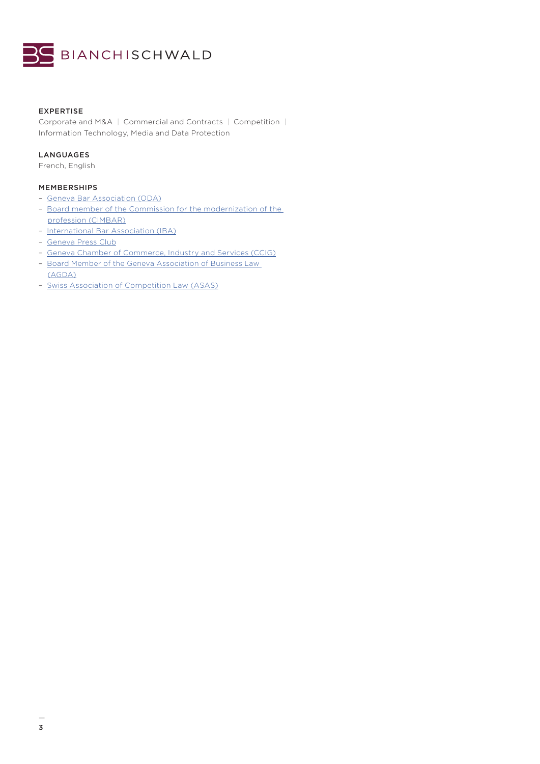## EXPERTISE

Corporate and M&A | Commercial and Contracts | Competition | Information Technology, Media and Data Protection

## LANGUAGES

French, English

## MEMBERSHIPS

- Geneva Bar Association (ODA)
- Board member of the Commission for the modernization of the profession (CIMBAR)
- International Bar Association (IBA)
- Geneva Press Club
- Geneva Chamber of Commerce, Industry and Services (CCIG)
- Board Member of the Geneva Association of Business Law (AGDA)
- Swiss Association of Competition Law (ASAS)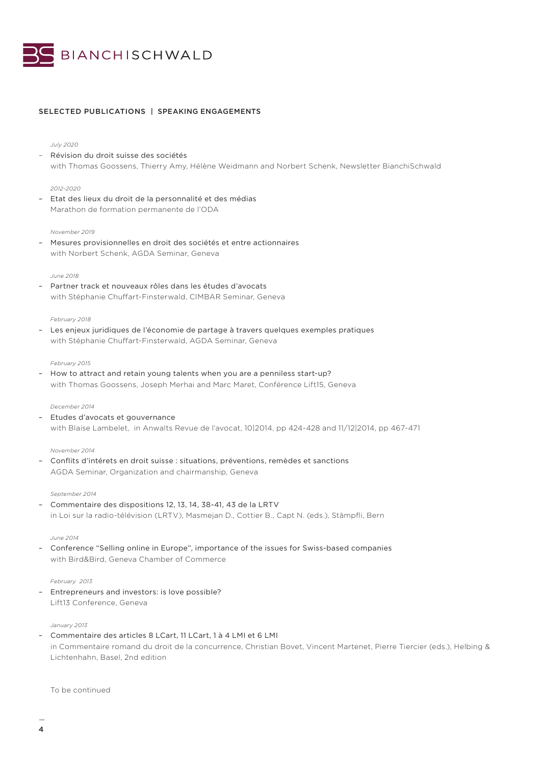## SELECTED PUBLICATIONS | SPEAKING ENGAGEMENTS

*July 2020*

- Révision du droit suisse des sociétés
  with Thomas Goossens, Thierry Amy, Hélène Weidmann and Norbert Schenk, Newsletter BianchiSchwald

*2012-2020*

- Etat des lieux du droit de la personnalité et des médias
  Marathon de formation permanente de l'ODA

*November 2019*

- Mesures provisionnelles en droit des sociétés et entre actionnaires
  with Norbert Schenk, AGDA Seminar, Geneva

*June 2018*

- Partner track et nouveaux rôles dans les études d'avocats
  with Stéphanie Chuffart-Finsterwald, CIMBAR Seminar, Geneva

*February 2018*

- Les enjeux juridiques de l'économie de partage à travers quelques exemples pratiques
  with Stéphanie Chuffart-Finsterwald, AGDA Seminar, Geneva

*February 2015*

- How to attract and retain young talents when you are a penniless start-up?
  with Thomas Goossens, Joseph Merhai and Marc Maret, Conférence Lift15, Geneva

*December 2014*

- Etudes d'avocats et gouvernance
  with Blaise Lambelet, in Anwalts Revue de l'avocat, 10|2014, pp 424-428 and 11/12|2014, pp 467-471

*November 2014*

- Conflits d'intérets en droit suisse : situations, préventions, remèdes et sanctions
  AGDA Seminar, Organization and chairmanship, Geneva

*September 2014*

- Commentaire des dispositions 12, 13, 14, 38-41, 43 de la LRTV
  in Loi sur la radio-télévision (LRTV), Masmejan D., Cottier B., Capt N. (eds.), Stämpfli, Bern

*June 2014*

- Conference "Selling online in Europe", importance of the issues for Swiss-based companies
  with Bird&Bird, Geneva Chamber of Commerce

*February 2013*

- Entrepreneurs and investors: is love possible?
  Lift13 Conference, Geneva

*January 2013*

- Commentaire des articles 8 LCart, 11 LCart, 1 à 4 LMI et 6 LMI
  in Commentaire romand du droit de la concurrence, Christian Bovet, Vincent Martenet, Pierre Tiercier (eds.), Helbing & Lichtenhahn, Basel, 2nd edition

To be continued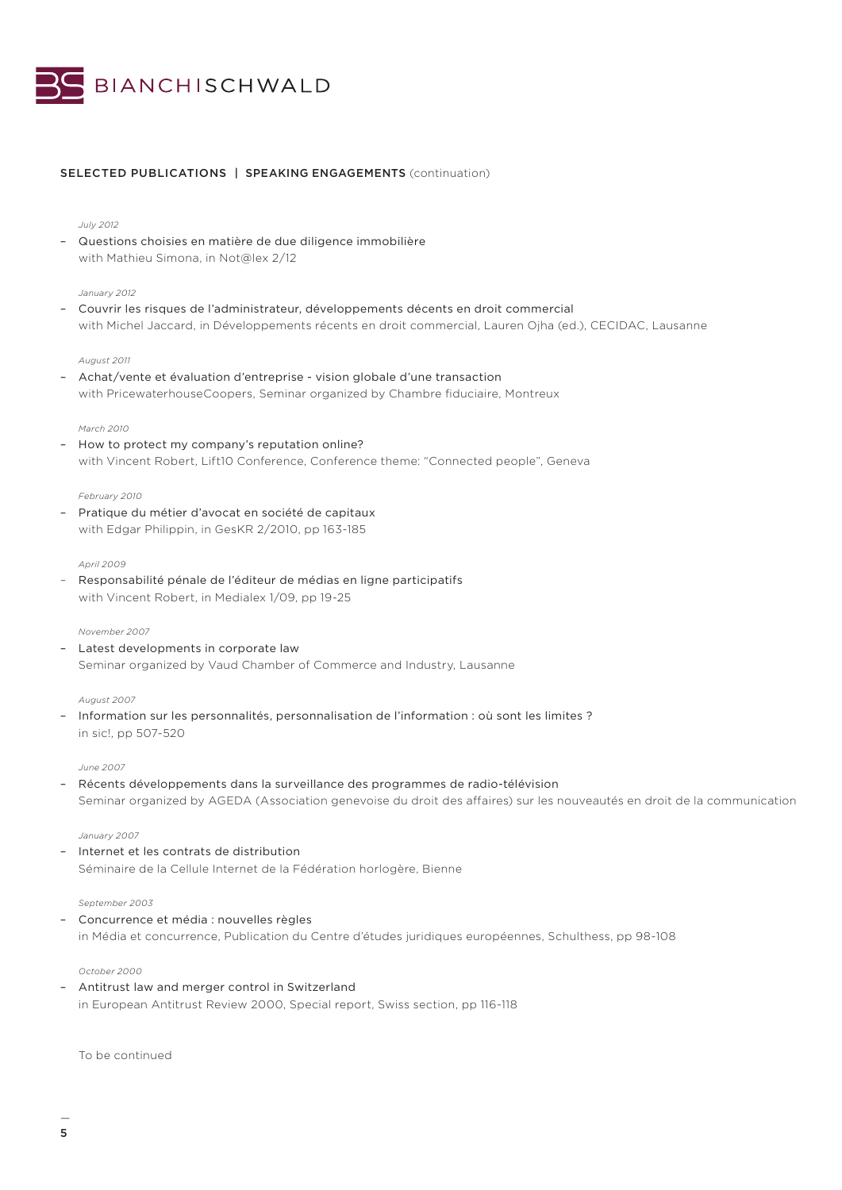## SELECTED PUBLICATIONS | SPEAKING ENGAGEMENTS (continuation)

*July 2012*

- Questions choisies en matière de due diligence immobilière
  with Mathieu Simona, in Not@lex 2/12

*January 2012*

- Couvrir les risques de l'administrateur, développements décents en droit commercial
  with Michel Jaccard, in Développements récents en droit commercial, Lauren Ojha (ed.), CECIDAC, Lausanne

*August 2011*

- Achat/vente et évaluation d'entreprise - vision globale d'une transaction
  with PricewaterhouseCoopers, Seminar organized by Chambre fiduciaire, Montreux

*March 2010*

- How to protect my company's reputation online?
  with Vincent Robert, Lift10 Conference, Conference theme: "Connected people", Geneva

*February 2010*

- Pratique du métier d'avocat en société de capitaux
  with Edgar Philippin, in GesKR 2/2010, pp 163-185

*April 2009*

- Responsabilité pénale de l'éditeur de médias en ligne participatifs
  with Vincent Robert, in Medialex 1/09, pp 19-25

*November 2007*

- Latest developments in corporate law
  Seminar organized by Vaud Chamber of Commerce and Industry, Lausanne

*August 2007*

- Information sur les personnalités, personnalisation de l'information : où sont les limites ?
  in sic!, pp 507-520

*June 2007*

- Récents développements dans la surveillance des programmes de radio-télévision
  Seminar organized by AGEDA (Association genevoise du droit des affaires) sur les nouveautés en droit de la communication

*January 2007*

- Internet et les contrats de distribution
  Séminaire de la Cellule Internet de la Fédération horlogère, Bienne

*September 2003*

- Concurrence et média : nouvelles règles
  in Média et concurrence, Publication du Centre d'études juridiques européennes, Schulthess, pp 98-108

*October 2000*

- Antitrust law and merger control in Switzerland
  in European Antitrust Review 2000, Special report, Swiss section, pp 116-118

To be continued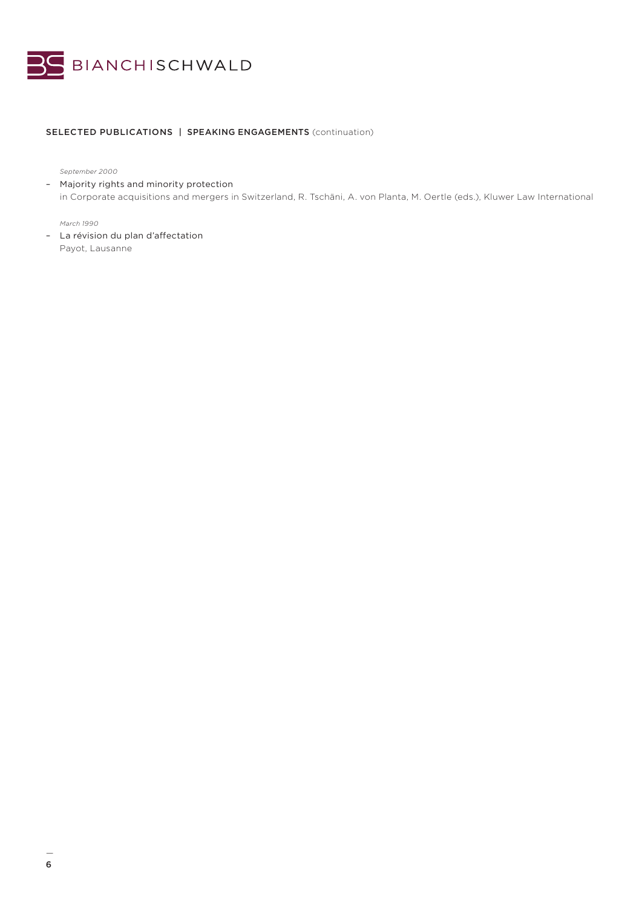## SELECTED PUBLICATIONS | SPEAKING ENGAGEMENTS (continuation)

*September 2000*

- Majority rights and minority protection
  in Corporate acquisitions and mergers in Switzerland, R. Tschäni, A. von Planta, M. Oertle (eds.), Kluwer Law International

*March 1990*

- La révision du plan d'affectation
  Payot, Lausanne